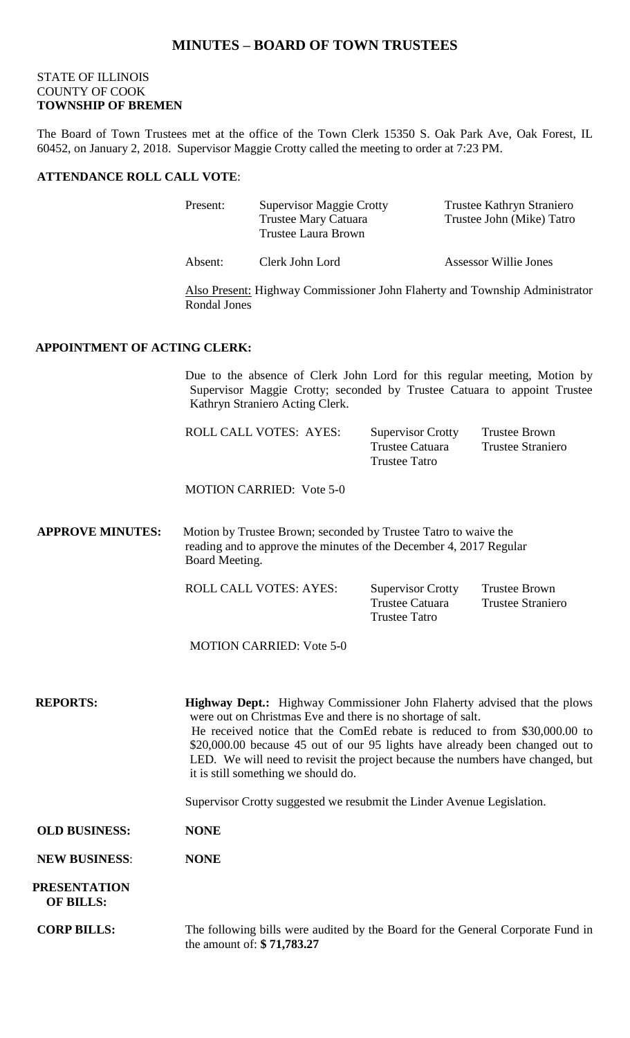# MINUTES – BOARD OF TOWN TRUSTEES

STATE OF ILLINOIS
COUNTY OF COOK
**TOWNSHIP OF BREMEN**

The Board of Town Trustees met at the office of the Town Clerk 15350 S. Oak Park Ave, Oak Forest, IL 60452, on January 2, 2018. Supervisor Maggie Crotty called the meeting to order at 7:23 PM.

**ATTENDANCE ROLL CALL VOTE**:

Present: Supervisor Maggie Crotty, Trustee Mary Catuara, Trustee Laura Brown, Trustee Kathryn Straniero, Trustee John (Mike) Tatro

Absent: Clerk John Lord, Assessor Willie Jones

Also Present: Highway Commissioner John Flaherty and Township Administrator Rondal Jones

**APPOINTMENT OF ACTING CLERK:**

Due to the absence of Clerk John Lord for this regular meeting, Motion by Supervisor Maggie Crotty; seconded by Trustee Catuara to appoint Trustee Kathryn Straniero Acting Clerk.

ROLL CALL VOTES: AYES: Supervisor Crotty, Trustee Catuara, Trustee Tatro, Trustee Brown, Trustee Straniero

MOTION CARRIED: Vote 5-0

**APPROVE MINUTES:** Motion by Trustee Brown; seconded by Trustee Tatro to waive the reading and to approve the minutes of the December 4, 2017 Regular Board Meeting.

ROLL CALL VOTES: AYES: Supervisor Crotty, Trustee Catuara, Trustee Tatro, Trustee Brown, Trustee Straniero

MOTION CARRIED: Vote 5-0

**REPORTS:** **Highway Dept.:** Highway Commissioner John Flaherty advised that the plows were out on Christmas Eve and there is no shortage of salt.
He received notice that the ComEd rebate is reduced to from $30,000.00 to $20,000.00 because 45 out of our 95 lights have already been changed out to LED. We will need to revisit the project because the numbers have changed, but it is still something we should do.

Supervisor Crotty suggested we resubmit the Linder Avenue Legislation.

**OLD BUSINESS:** **NONE**

**NEW BUSINESS**: **NONE**

**PRESENTATION OF BILLS:**

**CORP BILLS:** The following bills were audited by the Board for the General Corporate Fund in the amount of: **$ 71,783.27**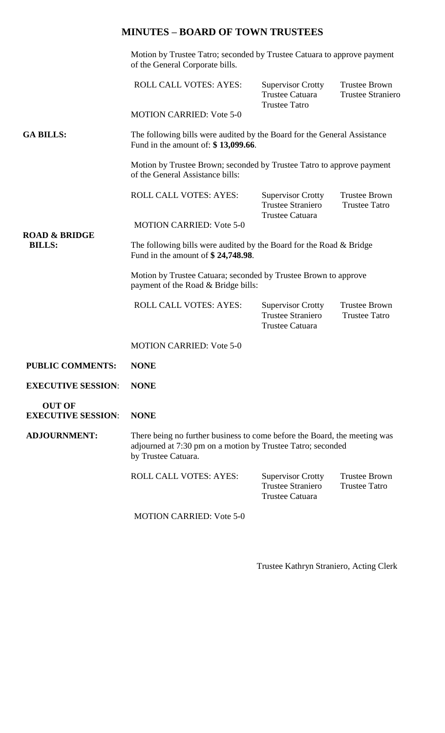# MINUTES – BOARD OF TOWN TRUSTEES

Motion by Trustee Tatro; seconded by Trustee Catuara to approve payment of the General Corporate bills.

| | | |
|---|---|---|
| ROLL CALL VOTES: AYES: | Supervisor Crotty<br>Trustee Catuara<br>Trustee Tatro | Trustee Brown<br>Trustee Straniero |

MOTION CARRIED: Vote 5-0

**GA BILLS:** The following bills were audited by the Board for the General Assistance Fund in the amount of: **$ 13,099.66**.

Motion by Trustee Brown; seconded by Trustee Tatro to approve payment of the General Assistance bills:

| | | |
|---|---|---|
| ROLL CALL VOTES: AYES: | Supervisor Crotty<br>Trustee Straniero<br>Trustee Catuara | Trustee Brown<br>Trustee Tatro |

MOTION CARRIED: Vote 5-0

**ROAD & BRIDGE BILLS:** The following bills were audited by the Board for the Road & Bridge Fund in the amount of **$ 24,748.98**.

Motion by Trustee Catuara; seconded by Trustee Brown to approve payment of the Road & Bridge bills:

| | | |
|---|---|---|
| ROLL CALL VOTES: AYES: | Supervisor Crotty<br>Trustee Straniero<br>Trustee Catuara | Trustee Brown<br>Trustee Tatro |

MOTION CARRIED: Vote 5-0

**PUBLIC COMMENTS:** **NONE**

**EXECUTIVE SESSION**: **NONE**

**OUT OF EXECUTIVE SESSION**: **NONE**

**ADJOURNMENT:** There being no further business to come before the Board, the meeting was adjourned at 7:30 pm on a motion by Trustee Tatro; seconded by Trustee Catuara.

| | | |
|---|---|---|
| ROLL CALL VOTES: AYES: | Supervisor Crotty<br>Trustee Straniero<br>Trustee Catuara | Trustee Brown<br>Trustee Tatro |

MOTION CARRIED: Vote 5-0

Trustee Kathryn Straniero, Acting Clerk